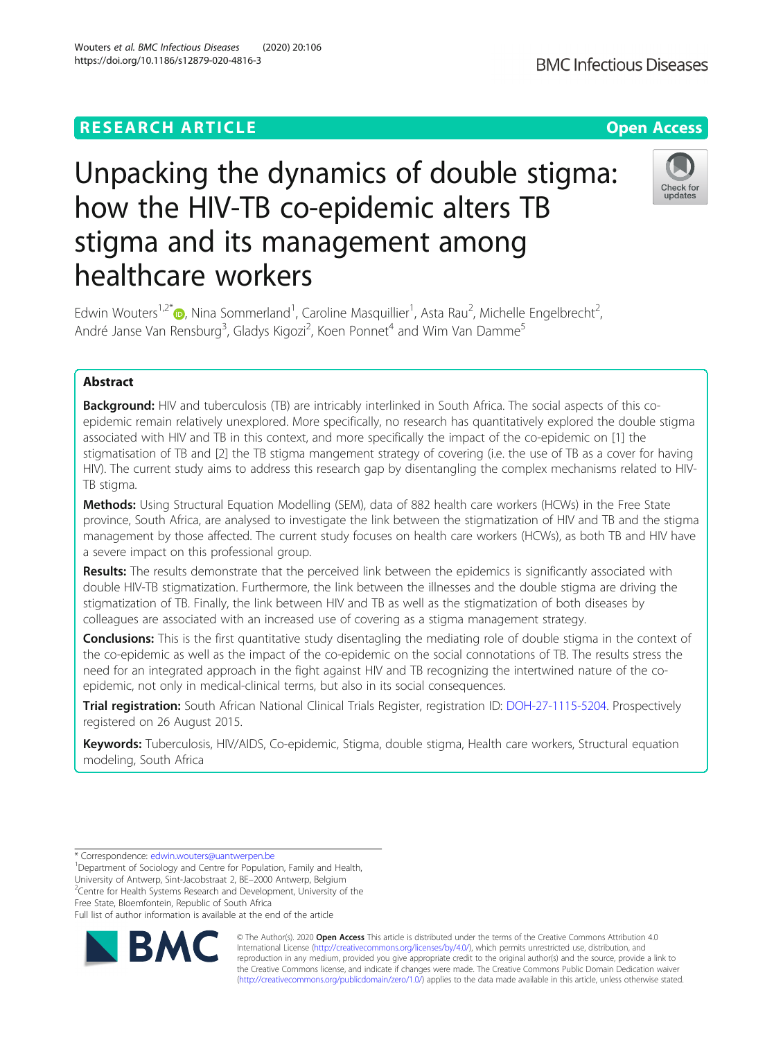RESEARCH ARTICLE

Open Access

# Unpacking the dynamics of double stigma: how the HIV-TB co-epidemic alters TB stigma and its management among healthcare workers

Edwin Wouters[1,2*], Nina Sommerland[1], Caroline Masquillier[1], Asta Rau[2], Michelle Engelbrecht[2], André Janse Van Rensburg[3], Gladys Kigozi[2], Koen Ponnet[4] and Wim Van Damme[5]

## Abstract

**Background:** HIV and tuberculosis (TB) are intricably interlinked in South Africa. The social aspects of this co-epidemic remain relatively unexplored. More specifically, no research has quantitatively explored the double stigma associated with HIV and TB in this context, and more specifically the impact of the co-epidemic on [1] the stigmatisation of TB and [2] the TB stigma mangement strategy of covering (i.e. the use of TB as a cover for having HIV). The current study aims to address this research gap by disentangling the complex mechanisms related to HIV-TB stigma.

**Methods:** Using Structural Equation Modelling (SEM), data of 882 health care workers (HCWs) in the Free State province, South Africa, are analysed to investigate the link between the stigmatization of HIV and TB and the stigma management by those affected. The current study focuses on health care workers (HCWs), as both TB and HIV have a severe impact on this professional group.

**Results:** The results demonstrate that the perceived link between the epidemics is significantly associated with double HIV-TB stigmatization. Furthermore, the link between the illnesses and the double stigma are driving the stigmatization of TB. Finally, the link between HIV and TB as well as the stigmatization of both diseases by colleagues are associated with an increased use of covering as a stigma management strategy.

**Conclusions:** This is the first quantitative study disentagling the mediating role of double stigma in the context of the co-epidemic as well as the impact of the co-epidemic on the social connotations of TB. The results stress the need for an integrated approach in the fight against HIV and TB recognizing the intertwined nature of the co-epidemic, not only in medical-clinical terms, but also in its social consequences.

**Trial registration:** South African National Clinical Trials Register, registration ID: DOH-27-1115-5204. Prospectively registered on 26 August 2015.

**Keywords:** Tuberculosis, HIV/AIDS, Co-epidemic, Stigma, double stigma, Health care workers, Structural equation modeling, South Africa

---

* Correspondence: edwin.wouters@uantwerpen.be
[1]Department of Sociology and Centre for Population, Family and Health, University of Antwerp, Sint-Jacobstraat 2, BE–2000 Antwerp, Belgium
[2]Centre for Health Systems Research and Development, University of the Free State, Bloemfontein, Republic of South Africa
Full list of author information is available at the end of the article

© The Author(s). 2020 **Open Access** This article is distributed under the terms of the Creative Commons Attribution 4.0 International License (http://creativecommons.org/licenses/by/4.0/), which permits unrestricted use, distribution, and reproduction in any medium, provided you give appropriate credit to the original author(s) and the source, provide a link to the Creative Commons license, and indicate if changes were made. The Creative Commons Public Domain Dedication waiver (http://creativecommons.org/publicdomain/zero/1.0/) applies to the data made available in this article, unless otherwise stated.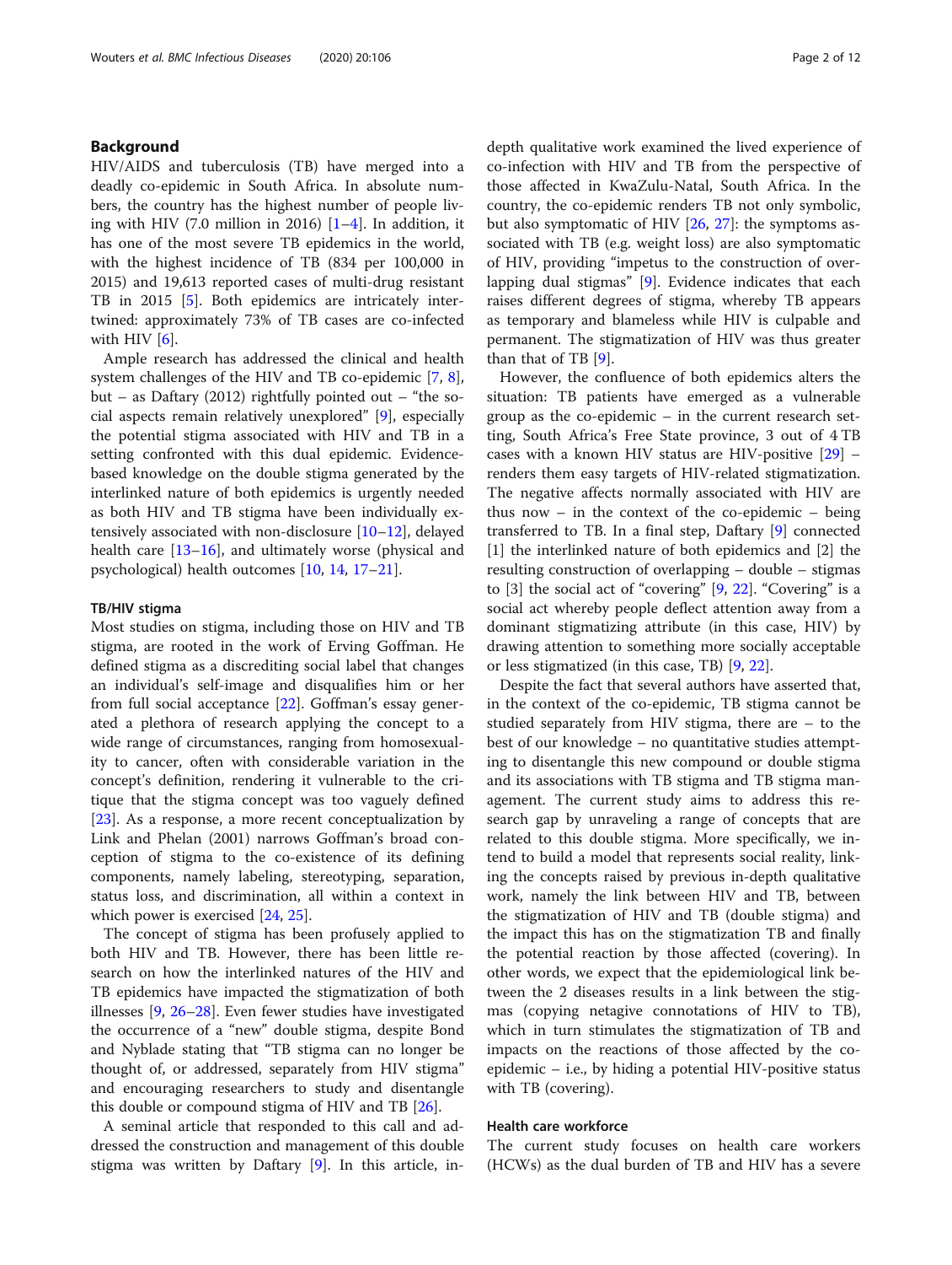## Background

HIV/AIDS and tuberculosis (TB) have merged into a deadly co-epidemic in South Africa. In absolute numbers, the country has the highest number of people living with HIV (7.0 million in 2016) [1–4]. In addition, it has one of the most severe TB epidemics in the world, with the highest incidence of TB (834 per 100,000 in 2015) and 19,613 reported cases of multi-drug resistant TB in 2015 [5]. Both epidemics are intricately intertwined: approximately 73% of TB cases are co-infected with HIV [6].

Ample research has addressed the clinical and health system challenges of the HIV and TB co-epidemic [7, 8], but – as Daftary (2012) rightfully pointed out – "the social aspects remain relatively unexplored" [9], especially the potential stigma associated with HIV and TB in a setting confronted with this dual epidemic. Evidence-based knowledge on the double stigma generated by the interlinked nature of both epidemics is urgently needed as both HIV and TB stigma have been individually extensively associated with non-disclosure [10–12], delayed health care [13–16], and ultimately worse (physical and psychological) health outcomes [10, 14, 17–21].

### TB/HIV stigma

Most studies on stigma, including those on HIV and TB stigma, are rooted in the work of Erving Goffman. He defined stigma as a discrediting social label that changes an individual's self-image and disqualifies him or her from full social acceptance [22]. Goffman's essay generated a plethora of research applying the concept to a wide range of circumstances, ranging from homosexuality to cancer, often with considerable variation in the concept's definition, rendering it vulnerable to the critique that the stigma concept was too vaguely defined [23]. As a response, a more recent conceptualization by Link and Phelan (2001) narrows Goffman's broad conception of stigma to the co-existence of its defining components, namely labeling, stereotyping, separation, status loss, and discrimination, all within a context in which power is exercised [24, 25].

The concept of stigma has been profusely applied to both HIV and TB. However, there has been little research on how the interlinked natures of the HIV and TB epidemics have impacted the stigmatization of both illnesses [9, 26–28]. Even fewer studies have investigated the occurrence of a "new" double stigma, despite Bond and Nyblade stating that "TB stigma can no longer be thought of, or addressed, separately from HIV stigma" and encouraging researchers to study and disentangle this double or compound stigma of HIV and TB [26].

A seminal article that responded to this call and addressed the construction and management of this double stigma was written by Daftary [9]. In this article, in-depth qualitative work examined the lived experience of co-infection with HIV and TB from the perspective of those affected in KwaZulu-Natal, South Africa. In the country, the co-epidemic renders TB not only symbolic, but also symptomatic of HIV [26, 27]: the symptoms associated with TB (e.g. weight loss) are also symptomatic of HIV, providing "impetus to the construction of overlapping dual stigmas" [9]. Evidence indicates that each raises different degrees of stigma, whereby TB appears as temporary and blameless while HIV is culpable and permanent. The stigmatization of HIV was thus greater than that of TB [9].

However, the confluence of both epidemics alters the situation: TB patients have emerged as a vulnerable group as the co-epidemic – in the current research setting, South Africa's Free State province, 3 out of 4 TB cases with a known HIV status are HIV-positive [29] – renders them easy targets of HIV-related stigmatization. The negative affects normally associated with HIV are thus now – in the context of the co-epidemic – being transferred to TB. In a final step, Daftary [9] connected [1] the interlinked nature of both epidemics and [2] the resulting construction of overlapping – double – stigmas to [3] the social act of "covering" [9, 22]. "Covering" is a social act whereby people deflect attention away from a dominant stigmatizing attribute (in this case, HIV) by drawing attention to something more socially acceptable or less stigmatized (in this case, TB) [9, 22].

Despite the fact that several authors have asserted that, in the context of the co-epidemic, TB stigma cannot be studied separately from HIV stigma, there are – to the best of our knowledge – no quantitative studies attempting to disentangle this new compound or double stigma and its associations with TB stigma and TB stigma management. The current study aims to address this research gap by unraveling a range of concepts that are related to this double stigma. More specifically, we intend to build a model that represents social reality, linking the concepts raised by previous in-depth qualitative work, namely the link between HIV and TB, between the stigmatization of HIV and TB (double stigma) and the impact this has on the stigmatization TB and finally the potential reaction by those affected (covering). In other words, we expect that the epidemiological link between the 2 diseases results in a link between the stigmas (copying netagive connotations of HIV to TB), which in turn stimulates the stigmatization of TB and impacts on the reactions of those affected by the co-epidemic – i.e., by hiding a potential HIV-positive status with TB (covering).

### Health care workforce

The current study focuses on health care workers (HCWs) as the dual burden of TB and HIV has a severe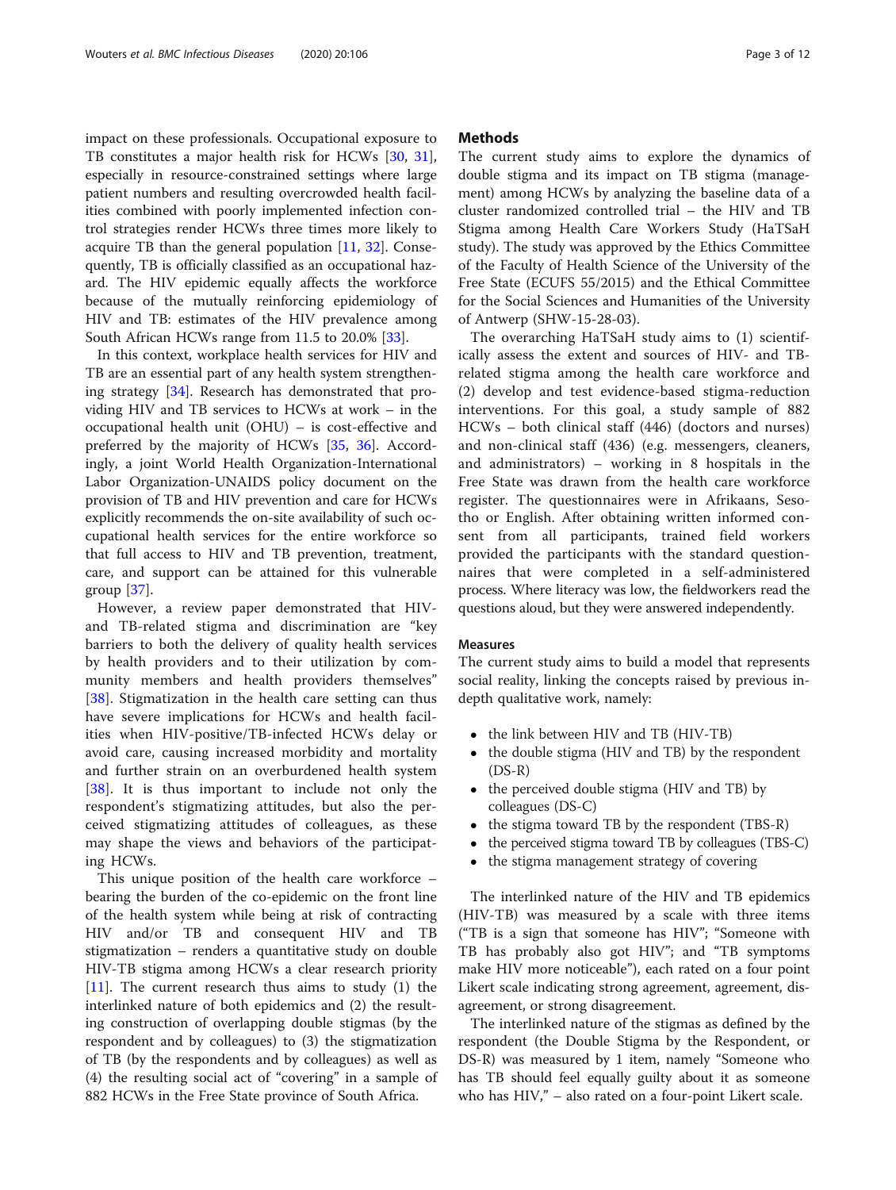impact on these professionals. Occupational exposure to TB constitutes a major health risk for HCWs [30, 31], especially in resource-constrained settings where large patient numbers and resulting overcrowded health facilities combined with poorly implemented infection control strategies render HCWs three times more likely to acquire TB than the general population [11, 32]. Consequently, TB is officially classified as an occupational hazard. The HIV epidemic equally affects the workforce because of the mutually reinforcing epidemiology of HIV and TB: estimates of the HIV prevalence among South African HCWs range from 11.5 to 20.0% [33].

In this context, workplace health services for HIV and TB are an essential part of any health system strengthening strategy [34]. Research has demonstrated that providing HIV and TB services to HCWs at work – in the occupational health unit (OHU) – is cost-effective and preferred by the majority of HCWs [35, 36]. Accordingly, a joint World Health Organization-International Labor Organization-UNAIDS policy document on the provision of TB and HIV prevention and care for HCWs explicitly recommends the on-site availability of such occupational health services for the entire workforce so that full access to HIV and TB prevention, treatment, care, and support can be attained for this vulnerable group [37].

However, a review paper demonstrated that HIV- and TB-related stigma and discrimination are "key barriers to both the delivery of quality health services by health providers and to their utilization by community members and health providers themselves" [38]. Stigmatization in the health care setting can thus have severe implications for HCWs and health facilities when HIV-positive/TB-infected HCWs delay or avoid care, causing increased morbidity and mortality and further strain on an overburdened health system [38]. It is thus important to include not only the respondent's stigmatizing attitudes, but also the perceived stigmatizing attitudes of colleagues, as these may shape the views and behaviors of the participating HCWs.

This unique position of the health care workforce – bearing the burden of the co-epidemic on the front line of the health system while being at risk of contracting HIV and/or TB and consequent HIV and TB stigmatization – renders a quantitative study on double HIV-TB stigma among HCWs a clear research priority [11]. The current research thus aims to study (1) the interlinked nature of both epidemics and (2) the resulting construction of overlapping double stigmas (by the respondent and by colleagues) to (3) the stigmatization of TB (by the respondents and by colleagues) as well as (4) the resulting social act of "covering" in a sample of 882 HCWs in the Free State province of South Africa.

## Methods

The current study aims to explore the dynamics of double stigma and its impact on TB stigma (management) among HCWs by analyzing the baseline data of a cluster randomized controlled trial – the HIV and TB Stigma among Health Care Workers Study (HaTSaH study). The study was approved by the Ethics Committee of the Faculty of Health Science of the University of the Free State (ECUFS 55/2015) and the Ethical Committee for the Social Sciences and Humanities of the University of Antwerp (SHW-15-28-03).

The overarching HaTSaH study aims to (1) scientifically assess the extent and sources of HIV- and TB-related stigma among the health care workforce and (2) develop and test evidence-based stigma-reduction interventions. For this goal, a study sample of 882 HCWs – both clinical staff (446) (doctors and nurses) and non-clinical staff (436) (e.g. messengers, cleaners, and administrators) – working in 8 hospitals in the Free State was drawn from the health care workforce register. The questionnaires were in Afrikaans, Sesotho or English. After obtaining written informed consent from all participants, trained field workers provided the participants with the standard questionnaires that were completed in a self-administered process. Where literacy was low, the fieldworkers read the questions aloud, but they were answered independently.

### Measures

The current study aims to build a model that represents social reality, linking the concepts raised by previous in-depth qualitative work, namely:

- the link between HIV and TB (HIV-TB)
- the double stigma (HIV and TB) by the respondent (DS-R)
- the perceived double stigma (HIV and TB) by colleagues (DS-C)
- the stigma toward TB by the respondent (TBS-R)
- the perceived stigma toward TB by colleagues (TBS-C)
- the stigma management strategy of covering

The interlinked nature of the HIV and TB epidemics (HIV-TB) was measured by a scale with three items ("TB is a sign that someone has HIV"; "Someone with TB has probably also got HIV"; and "TB symptoms make HIV more noticeable"), each rated on a four point Likert scale indicating strong agreement, agreement, disagreement, or strong disagreement.

The interlinked nature of the stigmas as defined by the respondent (the Double Stigma by the Respondent, or DS-R) was measured by 1 item, namely "Someone who has TB should feel equally guilty about it as someone who has HIV," – also rated on a four-point Likert scale.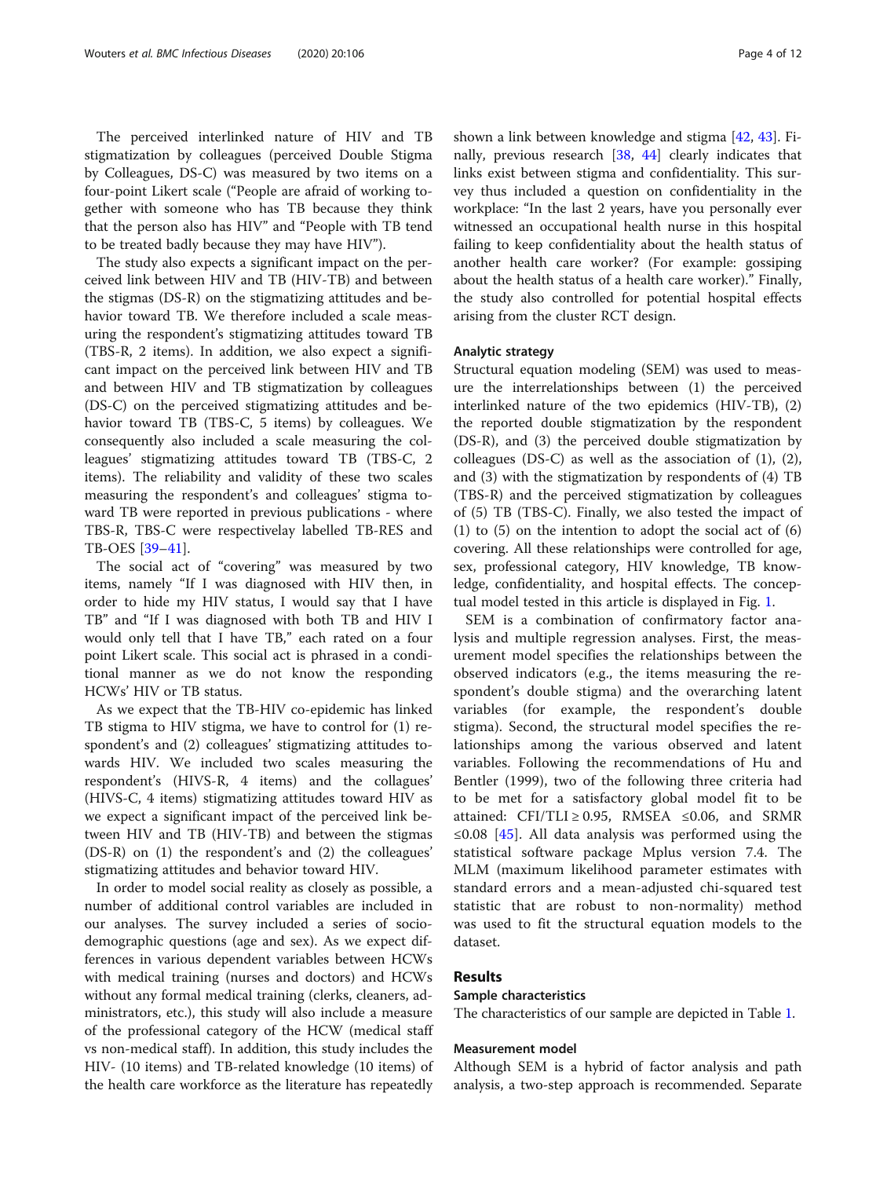The perceived interlinked nature of HIV and TB stigmatization by colleagues (perceived Double Stigma by Colleagues, DS-C) was measured by two items on a four-point Likert scale ("People are afraid of working together with someone who has TB because they think that the person also has HIV" and "People with TB tend to be treated badly because they may have HIV").

The study also expects a significant impact on the perceived link between HIV and TB (HIV-TB) and between the stigmas (DS-R) on the stigmatizing attitudes and behavior toward TB. We therefore included a scale measuring the respondent's stigmatizing attitudes toward TB (TBS-R, 2 items). In addition, we also expect a significant impact on the perceived link between HIV and TB and between HIV and TB stigmatization by colleagues (DS-C) on the perceived stigmatizing attitudes and behavior toward TB (TBS-C, 5 items) by colleagues. We consequently also included a scale measuring the colleagues' stigmatizing attitudes toward TB (TBS-C, 2 items). The reliability and validity of these two scales measuring the respondent's and colleagues' stigma toward TB were reported in previous publications - where TBS-R, TBS-C were respectivelay labelled TB-RES and TB-OES [39–41].

The social act of "covering" was measured by two items, namely "If I was diagnosed with HIV then, in order to hide my HIV status, I would say that I have TB" and "If I was diagnosed with both TB and HIV I would only tell that I have TB," each rated on a four point Likert scale. This social act is phrased in a conditional manner as we do not know the responding HCWs' HIV or TB status.

As we expect that the TB-HIV co-epidemic has linked TB stigma to HIV stigma, we have to control for (1) respondent's and (2) colleagues' stigmatizing attitudes towards HIV. We included two scales measuring the respondent's (HIVS-R, 4 items) and the collagues' (HIVS-C, 4 items) stigmatizing attitudes toward HIV as we expect a significant impact of the perceived link between HIV and TB (HIV-TB) and between the stigmas (DS-R) on (1) the respondent's and (2) the colleagues' stigmatizing attitudes and behavior toward HIV.

In order to model social reality as closely as possible, a number of additional control variables are included in our analyses. The survey included a series of sociodemographic questions (age and sex). As we expect differences in various dependent variables between HCWs with medical training (nurses and doctors) and HCWs without any formal medical training (clerks, cleaners, administrators, etc.), this study will also include a measure of the professional category of the HCW (medical staff vs non-medical staff). In addition, this study includes the HIV- (10 items) and TB-related knowledge (10 items) of the health care workforce as the literature has repeatedly shown a link between knowledge and stigma [42, 43]. Finally, previous research [38, 44] clearly indicates that links exist between stigma and confidentiality. This survey thus included a question on confidentiality in the workplace: "In the last 2 years, have you personally ever witnessed an occupational health nurse in this hospital failing to keep confidentiality about the health status of another health care worker? (For example: gossiping about the health status of a health care worker)." Finally, the study also controlled for potential hospital effects arising from the cluster RCT design.

### Analytic strategy

Structural equation modeling (SEM) was used to measure the interrelationships between (1) the perceived interlinked nature of the two epidemics (HIV-TB), (2) the reported double stigmatization by the respondent (DS-R), and (3) the perceived double stigmatization by colleagues (DS-C) as well as the association of (1), (2), and (3) with the stigmatization by respondents of (4) TB (TBS-R) and the perceived stigmatization by colleagues of (5) TB (TBS-C). Finally, we also tested the impact of (1) to (5) on the intention to adopt the social act of (6) covering. All these relationships were controlled for age, sex, professional category, HIV knowledge, TB knowledge, confidentiality, and hospital effects. The conceptual model tested in this article is displayed in Fig. 1.

SEM is a combination of confirmatory factor analysis and multiple regression analyses. First, the measurement model specifies the relationships between the observed indicators (e.g., the items measuring the respondent's double stigma) and the overarching latent variables (for example, the respondent's double stigma). Second, the structural model specifies the relationships among the various observed and latent variables. Following the recommendations of Hu and Bentler (1999), two of the following three criteria had to be met for a satisfactory global model fit to be attained: CFI/TLI $\geq$ 0.95, RMSEA $\leq$0.06, and SRMR $\leq$0.08 [45]. All data analysis was performed using the statistical software package Mplus version 7.4. The MLM (maximum likelihood parameter estimates with standard errors and a mean-adjusted chi-squared test statistic that are robust to non-normality) method was used to fit the structural equation models to the dataset.

## Results

### Sample characteristics

The characteristics of our sample are depicted in Table 1.

### Measurement model

Although SEM is a hybrid of factor analysis and path analysis, a two-step approach is recommended. Separate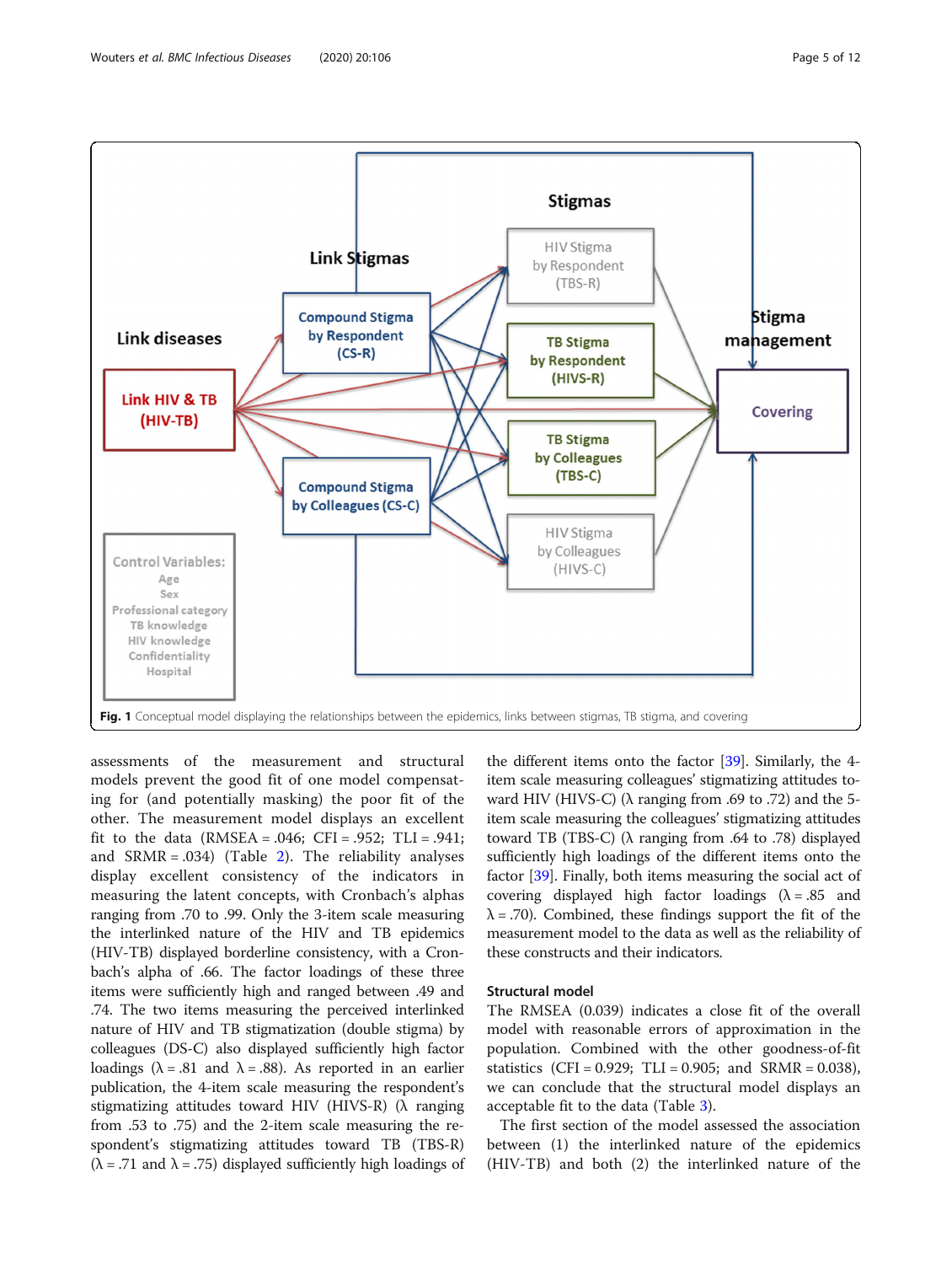Fig. 1 Conceptual model displaying the relationships between the epidemics, links between stigmas, TB stigma, and covering

assessments of the measurement and structural models prevent the good fit of one model compensating for (and potentially masking) the poor fit of the other. The measurement model displays an excellent fit to the data (RMSEA = .046; CFI = .952; TLI = .941; and SRMR = .034) (Table 2). The reliability analyses display excellent consistency of the indicators in measuring the latent concepts, with Cronbach's alphas ranging from .70 to .99. Only the 3-item scale measuring the interlinked nature of the HIV and TB epidemics (HIV-TB) displayed borderline consistency, with a Cronbach's alpha of .66. The factor loadings of these three items were sufficiently high and ranged between .49 and .74. The two items measuring the perceived interlinked nature of HIV and TB stigmatization (double stigma) by colleagues (DS-C) also displayed sufficiently high factor loadings (λ = .81 and λ = .88). As reported in an earlier publication, the 4-item scale measuring the respondent's stigmatizing attitudes toward HIV (HIVS-R) (λ ranging from .53 to .75) and the 2-item scale measuring the respondent's stigmatizing attitudes toward TB (TBS-R) (λ = .71 and λ = .75) displayed sufficiently high loadings of the different items onto the factor [39]. Similarly, the 4-item scale measuring colleagues' stigmatizing attitudes toward HIV (HIVS-C) (λ ranging from .69 to .72) and the 5-item scale measuring the colleagues' stigmatizing attitudes toward TB (TBS-C) (λ ranging from .64 to .78) displayed sufficiently high loadings of the different items onto the factor [39]. Finally, both items measuring the social act of covering displayed high factor loadings (λ = .85 and λ = .70). Combined, these findings support the fit of the measurement model to the data as well as the reliability of these constructs and their indicators.

### Structural model

The RMSEA (0.039) indicates a close fit of the overall model with reasonable errors of approximation in the population. Combined with the other goodness-of-fit statistics (CFI = 0.929; TLI = 0.905; and SRMR = 0.038), we can conclude that the structural model displays an acceptable fit to the data (Table 3).

The first section of the model assessed the association between (1) the interlinked nature of the epidemics (HIV-TB) and both (2) the interlinked nature of the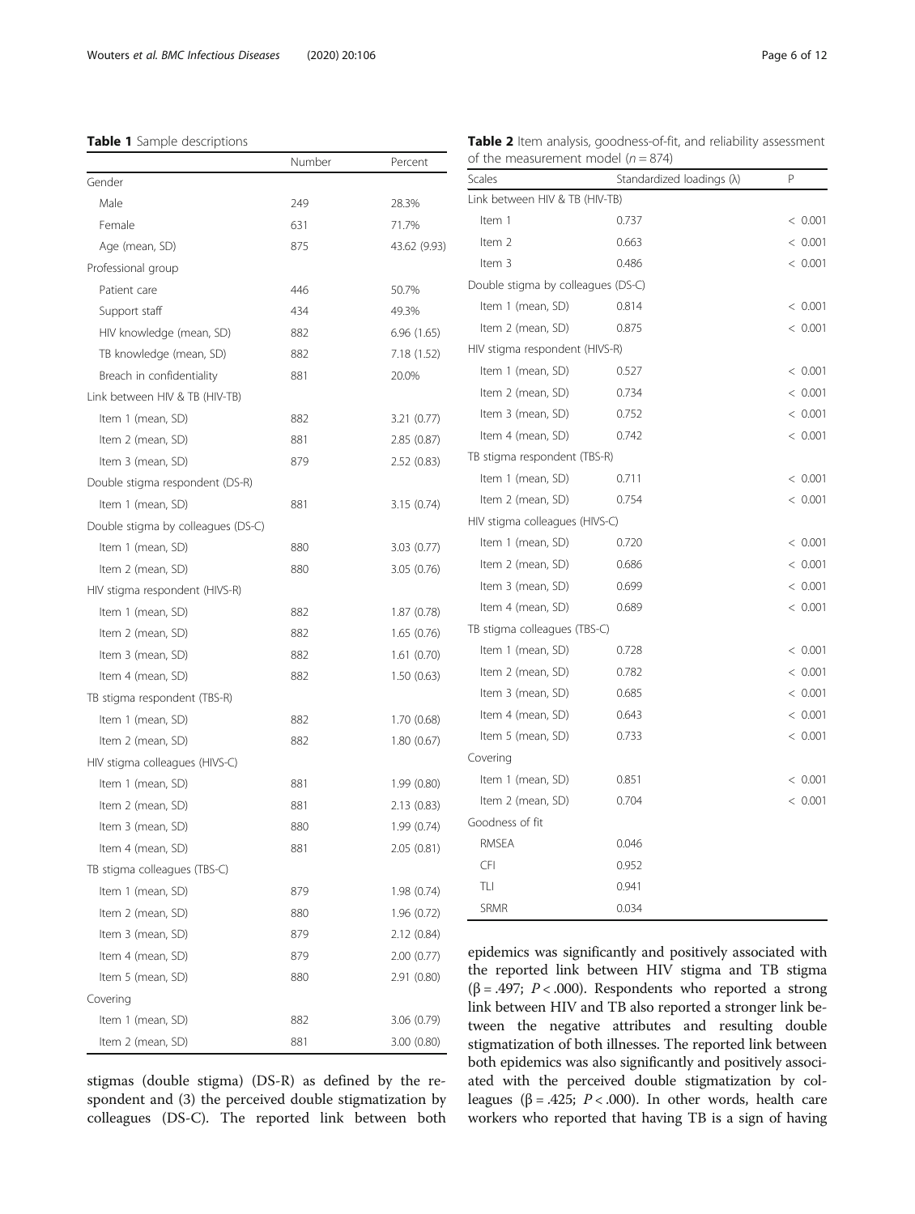**Table 1** Sample descriptions

| | Number | Percent |
|---|---|---|
| Gender | | |
| Male | 249 | 28.3% |
| Female | 631 | 71.7% |
| Age (mean, SD) | 875 | 43.62 (9.93) |
| Professional group | | |
| Patient care | 446 | 50.7% |
| Support staff | 434 | 49.3% |
| HIV knowledge (mean, SD) | 882 | 6.96 (1.65) |
| TB knowledge (mean, SD) | 882 | 7.18 (1.52) |
| Breach in confidentiality | 881 | 20.0% |
| Link between HIV & TB (HIV-TB) | | |
| Item 1 (mean, SD) | 882 | 3.21 (0.77) |
| Item 2 (mean, SD) | 881 | 2.85 (0.87) |
| Item 3 (mean, SD) | 879 | 2.52 (0.83) |
| Double stigma respondent (DS-R) | | |
| Item 1 (mean, SD) | 881 | 3.15 (0.74) |
| Double stigma by colleagues (DS-C) | | |
| Item 1 (mean, SD) | 880 | 3.03 (0.77) |
| Item 2 (mean, SD) | 880 | 3.05 (0.76) |
| HIV stigma respondent (HIVS-R) | | |
| Item 1 (mean, SD) | 882 | 1.87 (0.78) |
| Item 2 (mean, SD) | 882 | 1.65 (0.76) |
| Item 3 (mean, SD) | 882 | 1.61 (0.70) |
| Item 4 (mean, SD) | 882 | 1.50 (0.63) |
| TB stigma respondent (TBS-R) | | |
| Item 1 (mean, SD) | 882 | 1.70 (0.68) |
| Item 2 (mean, SD) | 882 | 1.80 (0.67) |
| HIV stigma colleagues (HIVS-C) | | |
| Item 1 (mean, SD) | 881 | 1.99 (0.80) |
| Item 2 (mean, SD) | 881 | 2.13 (0.83) |
| Item 3 (mean, SD) | 880 | 1.99 (0.74) |
| Item 4 (mean, SD) | 881 | 2.05 (0.81) |
| TB stigma colleagues (TBS-C) | | |
| Item 1 (mean, SD) | 879 | 1.98 (0.74) |
| Item 2 (mean, SD) | 880 | 1.96 (0.72) |
| Item 3 (mean, SD) | 879 | 2.12 (0.84) |
| Item 4 (mean, SD) | 879 | 2.00 (0.77) |
| Item 5 (mean, SD) | 880 | 2.91 (0.80) |
| Covering | | |
| Item 1 (mean, SD) | 882 | 3.06 (0.79) |
| Item 2 (mean, SD) | 881 | 3.00 (0.80) |

**Table 2** Item analysis, goodness-of-fit, and reliability assessment of the measurement model ($n = 874$)

| Scales | Standardized loadings (λ) | P |
|---|---|---|
| Link between HIV & TB (HIV-TB) | | |
| Item 1 | 0.737 | < 0.001 |
| Item 2 | 0.663 | < 0.001 |
| Item 3 | 0.486 | < 0.001 |
| Double stigma by colleagues (DS-C) | | |
| Item 1 (mean, SD) | 0.814 | < 0.001 |
| Item 2 (mean, SD) | 0.875 | < 0.001 |
| HIV stigma respondent (HIVS-R) | | |
| Item 1 (mean, SD) | 0.527 | < 0.001 |
| Item 2 (mean, SD) | 0.734 | < 0.001 |
| Item 3 (mean, SD) | 0.752 | < 0.001 |
| Item 4 (mean, SD) | 0.742 | < 0.001 |
| TB stigma respondent (TBS-R) | | |
| Item 1 (mean, SD) | 0.711 | < 0.001 |
| Item 2 (mean, SD) | 0.754 | < 0.001 |
| HIV stigma colleagues (HIVS-C) | | |
| Item 1 (mean, SD) | 0.720 | < 0.001 |
| Item 2 (mean, SD) | 0.686 | < 0.001 |
| Item 3 (mean, SD) | 0.699 | < 0.001 |
| Item 4 (mean, SD) | 0.689 | < 0.001 |
| TB stigma colleagues (TBS-C) | | |
| Item 1 (mean, SD) | 0.728 | < 0.001 |
| Item 2 (mean, SD) | 0.782 | < 0.001 |
| Item 3 (mean, SD) | 0.685 | < 0.001 |
| Item 4 (mean, SD) | 0.643 | < 0.001 |
| Item 5 (mean, SD) | 0.733 | < 0.001 |
| Covering | | |
| Item 1 (mean, SD) | 0.851 | < 0.001 |
| Item 2 (mean, SD) | 0.704 | < 0.001 |
| Goodness of fit | | |
| RMSEA | 0.046 | |
| CFI | 0.952 | |
| TLI | 0.941 | |
| SRMR | 0.034 | |

stigmas (double stigma) (DS-R) as defined by the respondent and (3) the perceived double stigmatization by colleagues (DS-C). The reported link between both epidemics was significantly and positively associated with the reported link between HIV stigma and TB stigma ($\beta = .497$; $P < .000$). Respondents who reported a strong link between HIV and TB also reported a stronger link between the negative attributes and resulting double stigmatization of both illnesses. The reported link between both epidemics was also significantly and positively associated with the perceived double stigmatization by colleagues ($\beta = .425$; $P < .000$). In other words, health care workers who reported that having TB is a sign of having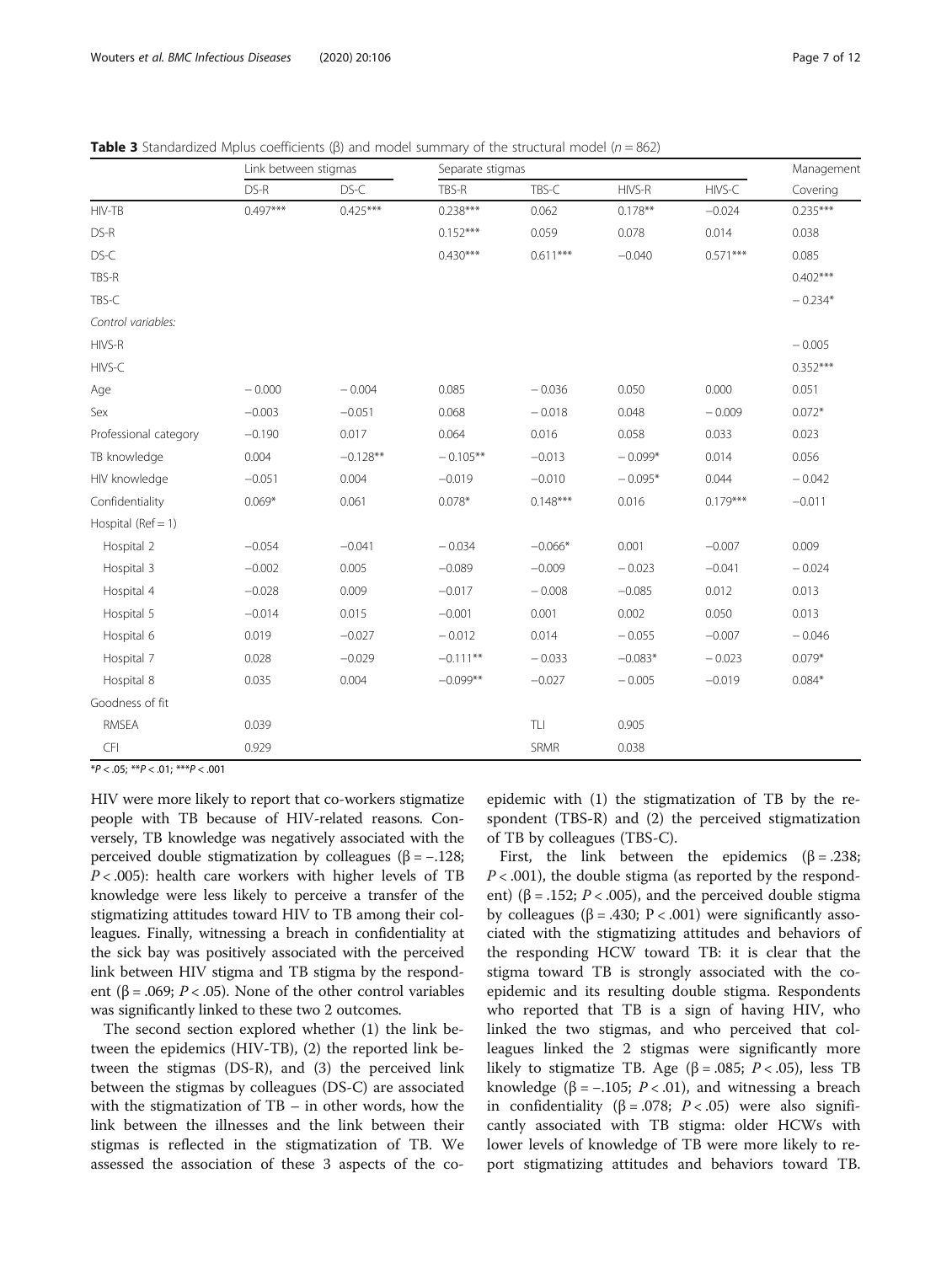**Table 3** Standardized Mplus coefficients (β) and model summary of the structural model ($n = 862$)

| | Link between stigmas | | Separate stigmas | | | | Management |
|---|---|---|---|---|---|---|---|
| | DS-R | DS-C | TBS-R | TBS-C | HIVS-R | HIVS-C | Covering |
| HIV-TB | 0.497*** | 0.425*** | 0.238*** | 0.062 | 0.178** | −0.024 | 0.235*** |
| DS-R | | | 0.152*** | 0.059 | 0.078 | 0.014 | 0.038 |
| DS-C | | | 0.430*** | 0.611*** | −0.040 | 0.571*** | 0.085 |
| TBS-R | | | | | | | 0.402*** |
| TBS-C | | | | | | | −0.234* |
| *Control variables:* | | | | | | | |
| HIVS-R | | | | | | | −0.005 |
| HIVS-C | | | | | | | 0.352*** |
| Age | −0.000 | −0.004 | 0.085 | −0.036 | 0.050 | 0.000 | 0.051 |
| Sex | −0.003 | −0.051 | 0.068 | −0.018 | 0.048 | −0.009 | 0.072* |
| Professional category | −0.190 | 0.017 | 0.064 | 0.016 | 0.058 | 0.033 | 0.023 |
| TB knowledge | 0.004 | −0.128** | −0.105** | −0.013 | −0.099* | 0.014 | 0.056 |
| HIV knowledge | −0.051 | 0.004 | −0.019 | −0.010 | −0.095* | 0.044 | −0.042 |
| Confidentiality | 0.069* | 0.061 | 0.078* | 0.148*** | 0.016 | 0.179*** | −0.011 |
| Hospital (Ref = 1) | | | | | | | |
| Hospital 2 | −0.054 | −0.041 | −0.034 | −0.066* | 0.001 | −0.007 | 0.009 |
| Hospital 3 | −0.002 | 0.005 | −0.089 | −0.009 | −0.023 | −0.041 | −0.024 |
| Hospital 4 | −0.028 | 0.009 | −0.017 | −0.008 | −0.085 | 0.012 | 0.013 |
| Hospital 5 | −0.014 | 0.015 | −0.001 | 0.001 | 0.002 | 0.050 | 0.013 |
| Hospital 6 | 0.019 | −0.027 | −0.012 | 0.014 | −0.055 | −0.007 | −0.046 |
| Hospital 7 | 0.028 | −0.029 | −0.111** | −0.033 | −0.083* | −0.023 | 0.079* |
| Hospital 8 | 0.035 | 0.004 | −0.099** | −0.027 | −0.005 | −0.019 | 0.084* |
| Goodness of fit | | | | | | | |
| RMSEA | 0.039 | | | TLI | 0.905 | | |
| CFI | 0.929 | | | SRMR | 0.038 | | |

*$P < .05$; **$P < .01$; ***$P < .001$

HIV were more likely to report that co-workers stigmatize people with TB because of HIV-related reasons. Conversely, TB knowledge was negatively associated with the perceived double stigmatization by colleagues (β = −.128; $P < .005$): health care workers with higher levels of TB knowledge were less likely to perceive a transfer of the stigmatizing attitudes toward HIV to TB among their colleagues. Finally, witnessing a breach in confidentiality at the sick bay was positively associated with the perceived link between HIV stigma and TB stigma by the respondent (β = .069; $P < .05$). None of the other control variables was significantly linked to these two 2 outcomes.

The second section explored whether (1) the link between the epidemics (HIV-TB), (2) the reported link between the stigmas (DS-R), and (3) the perceived link between the stigmas by colleagues (DS-C) are associated with the stigmatization of TB – in other words, how the link between the illnesses and the link between their stigmas is reflected in the stigmatization of TB. We assessed the association of these 3 aspects of the co-epidemic with (1) the stigmatization of TB by the respondent (TBS-R) and (2) the perceived stigmatization of TB by colleagues (TBS-C).

First, the link between the epidemics (β = .238; $P < .001$), the double stigma (as reported by the respondent) (β = .152; $P < .005$), and the perceived double stigma by colleagues (β = .430; P < .001) were significantly associated with the stigmatizing attitudes and behaviors of the responding HCW toward TB: it is clear that the stigma toward TB is strongly associated with the co-epidemic and its resulting double stigma. Respondents who reported that TB is a sign of having HIV, who linked the two stigmas, and who perceived that colleagues linked the 2 stigmas were significantly more likely to stigmatize TB. Age (β = .085; $P < .05$), less TB knowledge (β = −.105; $P < .01$), and witnessing a breach in confidentiality (β = .078; $P < .05$) were also significantly associated with TB stigma: older HCWs with lower levels of knowledge of TB were more likely to report stigmatizing attitudes and behaviors toward TB.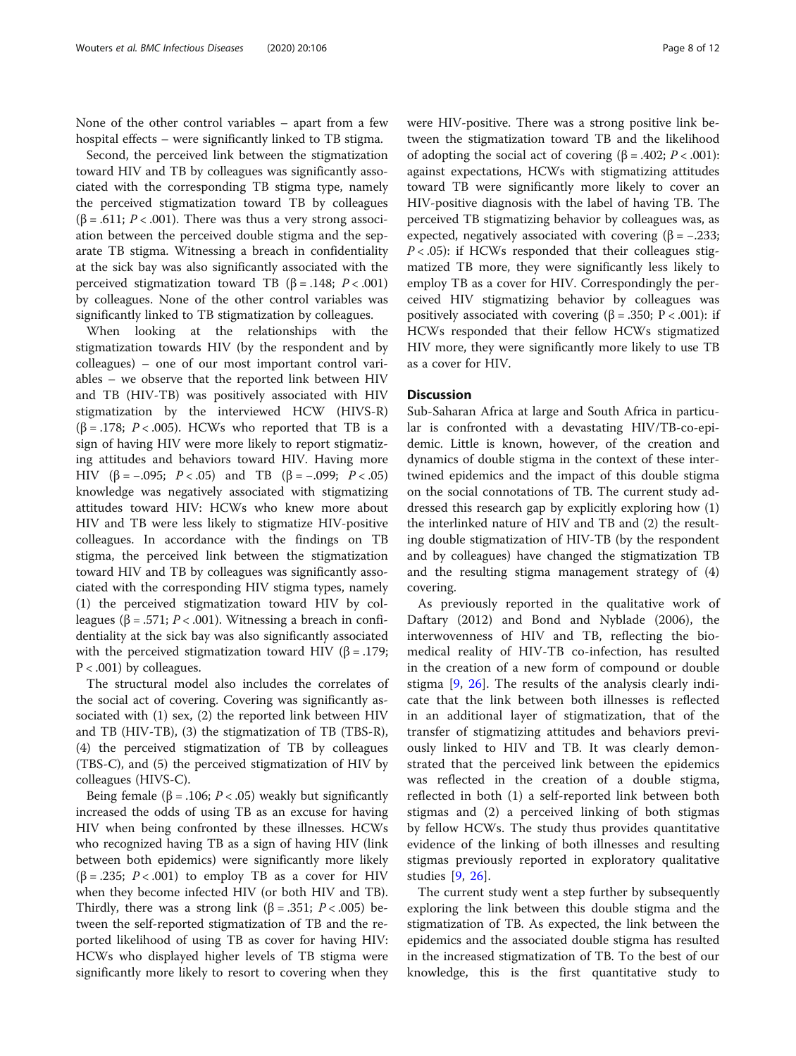None of the other control variables – apart from a few hospital effects – were significantly linked to TB stigma.

Second, the perceived link between the stigmatization toward HIV and TB by colleagues was significantly associated with the corresponding TB stigma type, namely the perceived stigmatization toward TB by colleagues ($\beta = .611$; $P < .001$). There was thus a very strong association between the perceived double stigma and the separate TB stigma. Witnessing a breach in confidentiality at the sick bay was also significantly associated with the perceived stigmatization toward TB ($\beta = .148$; $P < .001$) by colleagues. None of the other control variables was significantly linked to TB stigmatization by colleagues.

When looking at the relationships with the stigmatization towards HIV (by the respondent and by colleagues) – one of our most important control variables – we observe that the reported link between HIV and TB (HIV-TB) was positively associated with HIV stigmatization by the interviewed HCW (HIVS-R) ($\beta = .178$; $P < .005$). HCWs who reported that TB is a sign of having HIV were more likely to report stigmatizing attitudes and behaviors toward HIV. Having more HIV ($\beta = -.095$; $P < .05$) and TB ($\beta = -.099$; $P < .05$) knowledge was negatively associated with stigmatizing attitudes toward HIV: HCWs who knew more about HIV and TB were less likely to stigmatize HIV-positive colleagues. In accordance with the findings on TB stigma, the perceived link between the stigmatization toward HIV and TB by colleagues was significantly associated with the corresponding HIV stigma types, namely (1) the perceived stigmatization toward HIV by colleagues ($\beta = .571$; $P < .001$). Witnessing a breach in confidentiality at the sick bay was also significantly associated with the perceived stigmatization toward HIV ($\beta = .179$; $P < .001$) by colleagues.

The structural model also includes the correlates of the social act of covering. Covering was significantly associated with (1) sex, (2) the reported link between HIV and TB (HIV-TB), (3) the stigmatization of TB (TBS-R), (4) the perceived stigmatization of TB by colleagues (TBS-C), and (5) the perceived stigmatization of HIV by colleagues (HIVS-C).

Being female ($\beta = .106$; $P < .05$) weakly but significantly increased the odds of using TB as an excuse for having HIV when being confronted by these illnesses. HCWs who recognized having TB as a sign of having HIV (link between both epidemics) were significantly more likely ($\beta = .235$; $P < .001$) to employ TB as a cover for HIV when they become infected HIV (or both HIV and TB). Thirdly, there was a strong link ($\beta = .351$; $P < .005$) between the self-reported stigmatization of TB and the reported likelihood of using TB as cover for having HIV: HCWs who displayed higher levels of TB stigma were significantly more likely to resort to covering when they were HIV-positive. There was a strong positive link between the stigmatization toward TB and the likelihood of adopting the social act of covering ($\beta = .402$; $P < .001$): against expectations, HCWs with stigmatizing attitudes toward TB were significantly more likely to cover an HIV-positive diagnosis with the label of having TB. The perceived TB stigmatizing behavior by colleagues was, as expected, negatively associated with covering ($\beta = -.233$; $P < .05$): if HCWs responded that their colleagues stigmatized TB more, they were significantly less likely to employ TB as a cover for HIV. Correspondingly the perceived HIV stigmatizing behavior by colleagues was positively associated with covering ($\beta = .350$; $P < .001$): if HCWs responded that their fellow HCWs stigmatized HIV more, they were significantly more likely to use TB as a cover for HIV.

## Discussion

Sub-Saharan Africa at large and South Africa in particular is confronted with a devastating HIV/TB-co-epidemic. Little is known, however, of the creation and dynamics of double stigma in the context of these intertwined epidemics and the impact of this double stigma on the social connotations of TB. The current study addressed this research gap by explicitly exploring how (1) the interlinked nature of HIV and TB and (2) the resulting double stigmatization of HIV-TB (by the respondent and by colleagues) have changed the stigmatization TB and the resulting stigma management strategy of (4) covering.

As previously reported in the qualitative work of Daftary (2012) and Bond and Nyblade (2006), the interwovenness of HIV and TB, reflecting the biomedical reality of HIV-TB co-infection, has resulted in the creation of a new form of compound or double stigma [9, 26]. The results of the analysis clearly indicate that the link between both illnesses is reflected in an additional layer of stigmatization, that of the transfer of stigmatizing attitudes and behaviors previously linked to HIV and TB. It was clearly demonstrated that the perceived link between the epidemics was reflected in the creation of a double stigma, reflected in both (1) a self-reported link between both stigmas and (2) a perceived linking of both stigmas by fellow HCWs. The study thus provides quantitative evidence of the linking of both illnesses and resulting stigmas previously reported in exploratory qualitative studies [9, 26].

The current study went a step further by subsequently exploring the link between this double stigma and the stigmatization of TB. As expected, the link between the epidemics and the associated double stigma has resulted in the increased stigmatization of TB. To the best of our knowledge, this is the first quantitative study to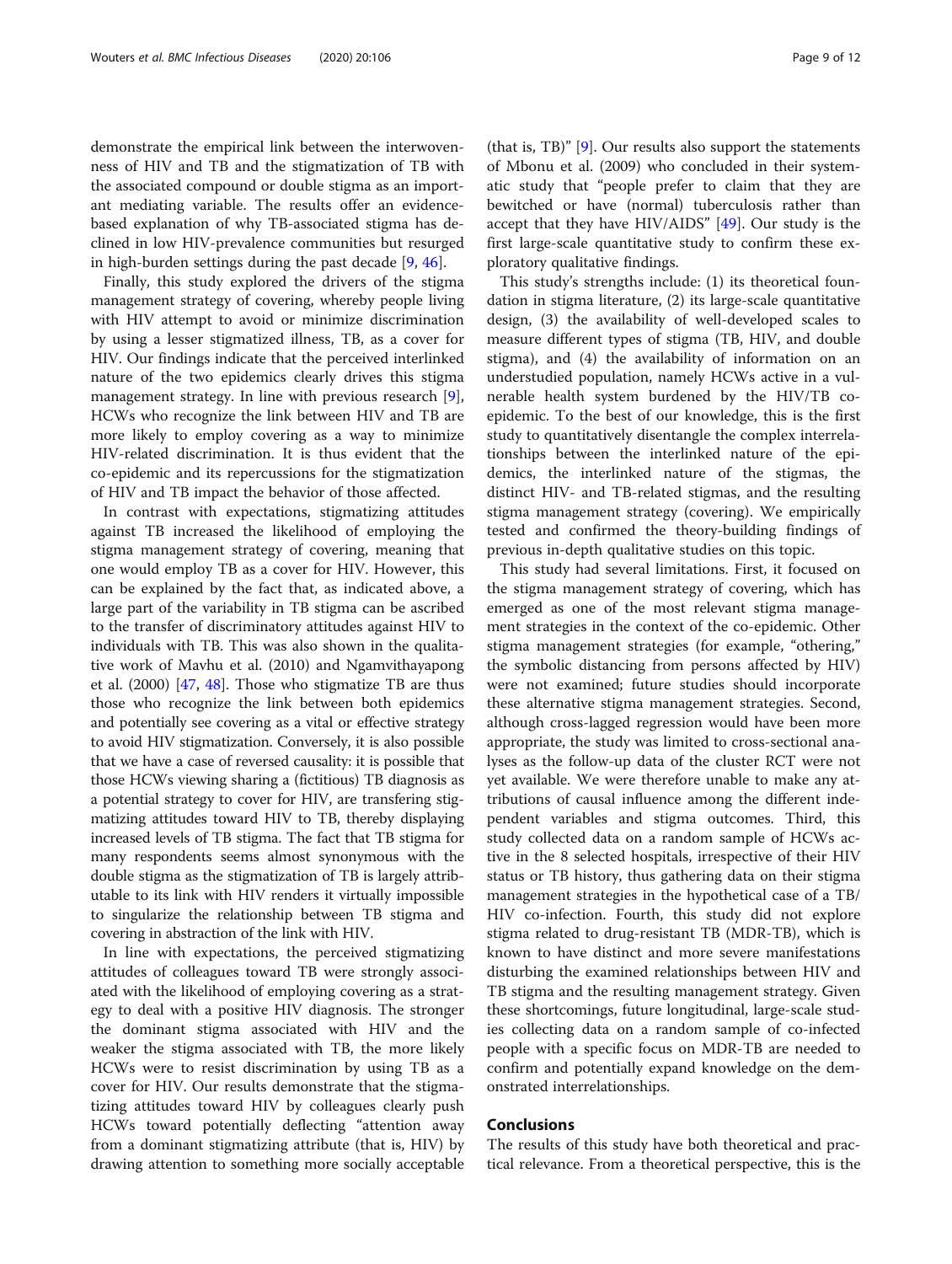demonstrate the empirical link between the interwovenness of HIV and TB and the stigmatization of TB with the associated compound or double stigma as an important mediating variable. The results offer an evidence-based explanation of why TB-associated stigma has declined in low HIV-prevalence communities but resurged in high-burden settings during the past decade [9, 46].

Finally, this study explored the drivers of the stigma management strategy of covering, whereby people living with HIV attempt to avoid or minimize discrimination by using a lesser stigmatized illness, TB, as a cover for HIV. Our findings indicate that the perceived interlinked nature of the two epidemics clearly drives this stigma management strategy. In line with previous research [9], HCWs who recognize the link between HIV and TB are more likely to employ covering as a way to minimize HIV-related discrimination. It is thus evident that the co-epidemic and its repercussions for the stigmatization of HIV and TB impact the behavior of those affected.

In contrast with expectations, stigmatizing attitudes against TB increased the likelihood of employing the stigma management strategy of covering, meaning that one would employ TB as a cover for HIV. However, this can be explained by the fact that, as indicated above, a large part of the variability in TB stigma can be ascribed to the transfer of discriminatory attitudes against HIV to individuals with TB. This was also shown in the qualitative work of Mavhu et al. (2010) and Ngamvithayapong et al. (2000) [47, 48]. Those who stigmatize TB are thus those who recognize the link between both epidemics and potentially see covering as a vital or effective strategy to avoid HIV stigmatization. Conversely, it is also possible that we have a case of reversed causality: it is possible that those HCWs viewing sharing a (fictitious) TB diagnosis as a potential strategy to cover for HIV, are transfering stigmatizing attitudes toward HIV to TB, thereby displaying increased levels of TB stigma. The fact that TB stigma for many respondents seems almost synonymous with the double stigma as the stigmatization of TB is largely attributable to its link with HIV renders it virtually impossible to singularize the relationship between TB stigma and covering in abstraction of the link with HIV.

In line with expectations, the perceived stigmatizing attitudes of colleagues toward TB were strongly associated with the likelihood of employing covering as a strategy to deal with a positive HIV diagnosis. The stronger the dominant stigma associated with HIV and the weaker the stigma associated with TB, the more likely HCWs were to resist discrimination by using TB as a cover for HIV. Our results demonstrate that the stigmatizing attitudes toward HIV by colleagues clearly push HCWs toward potentially deflecting "attention away from a dominant stigmatizing attribute (that is, HIV) by drawing attention to something more socially acceptable (that is, TB)" [9]. Our results also support the statements of Mbonu et al. (2009) who concluded in their systematic study that "people prefer to claim that they are bewitched or have (normal) tuberculosis rather than accept that they have HIV/AIDS" [49]. Our study is the first large-scale quantitative study to confirm these exploratory qualitative findings.

This study's strengths include: (1) its theoretical foundation in stigma literature, (2) its large-scale quantitative design, (3) the availability of well-developed scales to measure different types of stigma (TB, HIV, and double stigma), and (4) the availability of information on an understudied population, namely HCWs active in a vulnerable health system burdened by the HIV/TB co-epidemic. To the best of our knowledge, this is the first study to quantitatively disentangle the complex interrelationships between the interlinked nature of the epidemics, the interlinked nature of the stigmas, the distinct HIV- and TB-related stigmas, and the resulting stigma management strategy (covering). We empirically tested and confirmed the theory-building findings of previous in-depth qualitative studies on this topic.

This study had several limitations. First, it focused on the stigma management strategy of covering, which has emerged as one of the most relevant stigma management strategies in the context of the co-epidemic. Other stigma management strategies (for example, "othering," the symbolic distancing from persons affected by HIV) were not examined; future studies should incorporate these alternative stigma management strategies. Second, although cross-lagged regression would have been more appropriate, the study was limited to cross-sectional analyses as the follow-up data of the cluster RCT were not yet available. We were therefore unable to make any attributions of causal influence among the different independent variables and stigma outcomes. Third, this study collected data on a random sample of HCWs active in the 8 selected hospitals, irrespective of their HIV status or TB history, thus gathering data on their stigma management strategies in the hypothetical case of a TB/HIV co-infection. Fourth, this study did not explore stigma related to drug-resistant TB (MDR-TB), which is known to have distinct and more severe manifestations disturbing the examined relationships between HIV and TB stigma and the resulting management strategy. Given these shortcomings, future longitudinal, large-scale studies collecting data on a random sample of co-infected people with a specific focus on MDR-TB are needed to confirm and potentially expand knowledge on the demonstrated interrelationships.

## Conclusions

The results of this study have both theoretical and practical relevance. From a theoretical perspective, this is the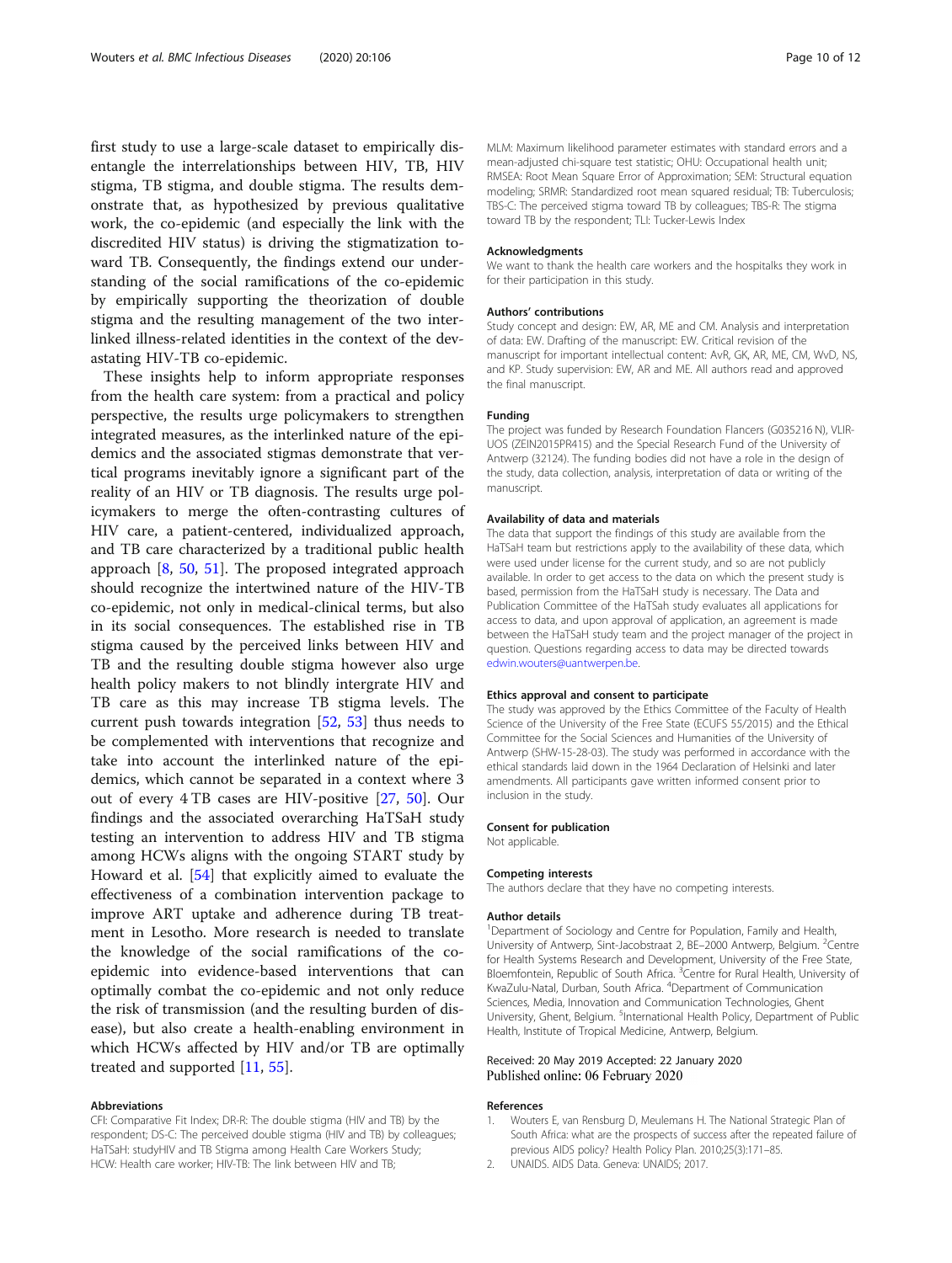first study to use a large-scale dataset to empirically disentangle the interrelationships between HIV, TB, HIV stigma, TB stigma, and double stigma. The results demonstrate that, as hypothesized by previous qualitative work, the co-epidemic (and especially the link with the discredited HIV status) is driving the stigmatization toward TB. Consequently, the findings extend our understanding of the social ramifications of the co-epidemic by empirically supporting the theorization of double stigma and the resulting management of the two interlinked illness-related identities in the context of the devastating HIV-TB co-epidemic.

These insights help to inform appropriate responses from the health care system: from a practical and policy perspective, the results urge policymakers to strengthen integrated measures, as the interlinked nature of the epidemics and the associated stigmas demonstrate that vertical programs inevitably ignore a significant part of the reality of an HIV or TB diagnosis. The results urge policymakers to merge the often-contrasting cultures of HIV care, a patient-centered, individualized approach, and TB care characterized by a traditional public health approach [8, 50, 51]. The proposed integrated approach should recognize the intertwined nature of the HIV-TB co-epidemic, not only in medical-clinical terms, but also in its social consequences. The established rise in TB stigma caused by the perceived links between HIV and TB and the resulting double stigma however also urge health policy makers to not blindly intergrate HIV and TB care as this may increase TB stigma levels. The current push towards integration [52, 53] thus needs to be complemented with interventions that recognize and take into account the interlinked nature of the epidemics, which cannot be separated in a context where 3 out of every 4 TB cases are HIV-positive [27, 50]. Our findings and the associated overarching HaTSaH study testing an intervention to address HIV and TB stigma among HCWs aligns with the ongoing START study by Howard et al. [54] that explicitly aimed to evaluate the effectiveness of a combination intervention package to improve ART uptake and adherence during TB treatment in Lesotho. More research is needed to translate the knowledge of the social ramifications of the co-epidemic into evidence-based interventions that can optimally combat the co-epidemic and not only reduce the risk of transmission (and the resulting burden of disease), but also create a health-enabling environment in which HCWs affected by HIV and/or TB are optimally treated and supported [11, 55].

#### Abbreviations

CFI: Comparative Fit Index; DR-R: The double stigma (HIV and TB) by the respondent; DS-C: The perceived double stigma (HIV and TB) by colleagues; HaTSaH: studyHIV and TB Stigma among Health Care Workers Study; HCW: Health care worker; HIV-TB: The link between HIV and TB; MLM: Maximum likelihood parameter estimates with standard errors and a mean-adjusted chi-square test statistic; OHU: Occupational health unit; RMSEA: Root Mean Square Error of Approximation; SEM: Structural equation modeling; SRMR: Standardized root mean squared residual; TB: Tuberculosis; TBS-C: The perceived stigma toward TB by colleagues; TBS-R: The stigma toward TB by the respondent; TLI: Tucker-Lewis Index

#### Acknowledgments

We want to thank the health care workers and the hospitalks they work in for their participation in this study.

#### Authors' contributions

Study concept and design: EW, AR, ME and CM. Analysis and interpretation of data: EW. Drafting of the manuscript: EW. Critical revision of the manuscript for important intellectual content: AvR, GK, AR, ME, CM, WvD, NS, and KP. Study supervision: EW, AR and ME. All authors read and approved the final manuscript.

#### Funding

The project was funded by Research Foundation Flancers (G035216 N), VLIR-UOS (ZEIN2015PR415) and the Special Research Fund of the University of Antwerp (32124). The funding bodies did not have a role in the design of the study, data collection, analysis, interpretation of data or writing of the manuscript.

#### Availability of data and materials

The data that support the findings of this study are available from the HaTSaH team but restrictions apply to the availability of these data, which were used under license for the current study, and so are not publicly available. In order to get access to the data on which the present study is based, permission from the HaTSaH study is necessary. The Data and Publication Committee of the HaTSah study evaluates all applications for access to data, and upon approval of application, an agreement is made between the HaTSaH study team and the project manager of the project in question. Questions regarding access to data may be directed towards edwin.wouters@uantwerpen.be.

#### Ethics approval and consent to participate

The study was approved by the Ethics Committee of the Faculty of Health Science of the University of the Free State (ECUFS 55/2015) and the Ethical Committee for the Social Sciences and Humanities of the University of Antwerp (SHW-15-28-03). The study was performed in accordance with the ethical standards laid down in the 1964 Declaration of Helsinki and later amendments. All participants gave written informed consent prior to inclusion in the study.

#### Consent for publication

Not applicable.

#### Competing interests

The authors declare that they have no competing interests.

#### Author details

[1]Department of Sociology and Centre for Population, Family and Health, University of Antwerp, Sint-Jacobstraat 2, BE–2000 Antwerp, Belgium. [2]Centre for Health Systems Research and Development, University of the Free State, Bloemfontein, Republic of South Africa. [3]Centre for Rural Health, University of KwaZulu-Natal, Durban, South Africa. [4]Department of Communication Sciences, Media, Innovation and Communication Technologies, Ghent University, Ghent, Belgium. [5]International Health Policy, Department of Public Health, Institute of Tropical Medicine, Antwerp, Belgium.

Received: 20 May 2019 Accepted: 22 January 2020
Published online: 06 February 2020

#### References

1. Wouters E, van Rensburg D, Meulemans H. The National Strategic Plan of South Africa: what are the prospects of success after the repeated failure of previous AIDS policy? Health Policy Plan. 2010;25(3):171–85.
2. UNAIDS. AIDS Data. Geneva: UNAIDS; 2017.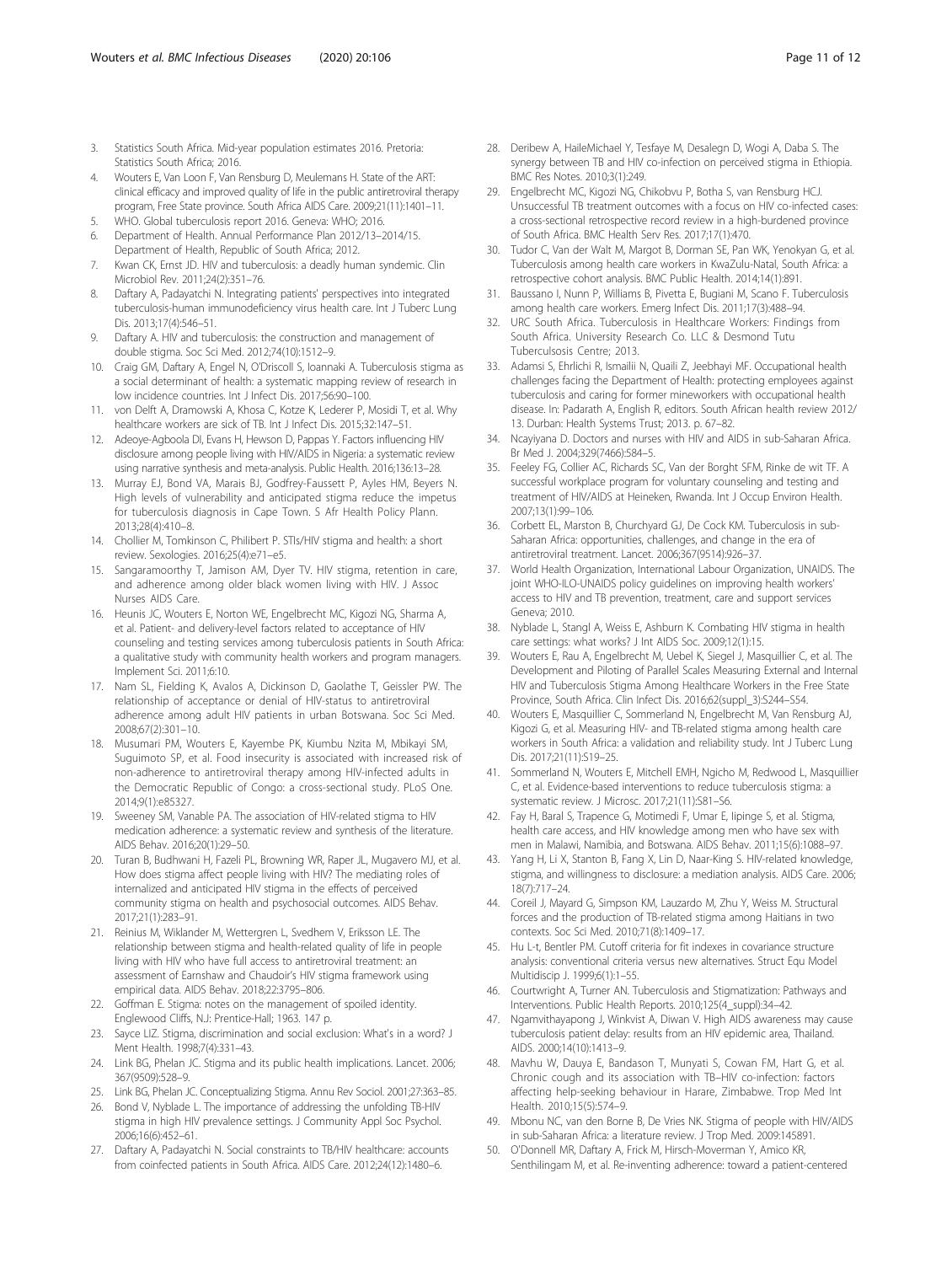3. Statistics South Africa. Mid-year population estimates 2016. Pretoria: Statistics South Africa; 2016.
4. Wouters E, Van Loon F, Van Rensburg D, Meulemans H. State of the ART: clinical efficacy and improved quality of life in the public antiretroviral therapy program, Free State province. South Africa AIDS Care. 2009;21(11):1401–11.
5. WHO. Global tuberculosis report 2016. Geneva: WHO; 2016.
6. Department of Health. Annual Performance Plan 2012/13–2014/15. Department of Health, Republic of South Africa; 2012.
7. Kwan CK, Ernst JD. HIV and tuberculosis: a deadly human syndemic. Clin Microbiol Rev. 2011;24(2):351–76.
8. Daftary A, Padayatchi N. Integrating patients' perspectives into integrated tuberculosis-human immunodeficiency virus health care. Int J Tuberc Lung Dis. 2013;17(4):546–51.
9. Daftary A. HIV and tuberculosis: the construction and management of double stigma. Soc Sci Med. 2012;74(10):1512–9.
10. Craig GM, Daftary A, Engel N, O'Driscoll S, Ioannaki A. Tuberculosis stigma as a social determinant of health: a systematic mapping review of research in low incidence countries. Int J Infect Dis. 2017;56:90–100.
11. von Delft A, Dramowski A, Khosa C, Kotze K, Lederer P, Mosidi T, et al. Why healthcare workers are sick of TB. Int J Infect Dis. 2015;32:147–51.
12. Adeoye-Agboola DI, Evans H, Hewson D, Pappas Y. Factors influencing HIV disclosure among people living with HIV/AIDS in Nigeria: a systematic review using narrative synthesis and meta-analysis. Public Health. 2016;136:13–28.
13. Murray EJ, Bond VA, Marais BJ, Godfrey-Faussett P, Ayles HM, Beyers N. High levels of vulnerability and anticipated stigma reduce the impetus for tuberculosis diagnosis in Cape Town. S Afr Health Policy Plann. 2013;28(4):410–8.
14. Chollier M, Tomkinson C, Philibert P. STIs/HIV stigma and health: a short review. Sexologies. 2016;25(4):e71–e5.
15. Sangaramoorthy T, Jamison AM, Dyer TV. HIV stigma, retention in care, and adherence among older black women living with HIV. J Assoc Nurses AIDS Care.
16. Heunis JC, Wouters E, Norton WE, Engelbrecht MC, Kigozi NG, Sharma A, et al. Patient- and delivery-level factors related to acceptance of HIV counseling and testing services among tuberculosis patients in South Africa: a qualitative study with community health workers and program managers. Implement Sci. 2011;6:10.
17. Nam SL, Fielding K, Avalos A, Dickinson D, Gaolathe T, Geissler PW. The relationship of acceptance or denial of HIV-status to antiretroviral adherence among adult HIV patients in urban Botswana. Soc Sci Med. 2008;67(2):301–10.
18. Musumari PM, Wouters E, Kayembe PK, Kiumbu Nzita M, Mbikayi SM, Suguimoto SP, et al. Food insecurity is associated with increased risk of non-adherence to antiretroviral therapy among HIV-infected adults in the Democratic Republic of Congo: a cross-sectional study. PLoS One. 2014;9(1):e85327.
19. Sweeney SM, Vanable PA. The association of HIV-related stigma to HIV medication adherence: a systematic review and synthesis of the literature. AIDS Behav. 2016;20(1):29–50.
20. Turan B, Budhwani H, Fazeli PL, Browning WR, Raper JL, Mugavero MJ, et al. How does stigma affect people living with HIV? The mediating roles of internalized and anticipated HIV stigma in the effects of perceived community stigma on health and psychosocial outcomes. AIDS Behav. 2017;21(1):283–91.
21. Reinius M, Wiklander M, Wettergren L, Svedhem V, Eriksson LE. The relationship between stigma and health-related quality of life in people living with HIV who have full access to antiretroviral treatment: an assessment of Earnshaw and Chaudoir's HIV stigma framework using empirical data. AIDS Behav. 2018;22:3795–806.
22. Goffman E. Stigma: notes on the management of spoiled identity. Englewood Cliffs, N.J: Prentice-Hall; 1963. 147 p.
23. Sayce LIZ. Stigma, discrimination and social exclusion: What's in a word? J Ment Health. 1998;7(4):331–43.
24. Link BG, Phelan JC. Stigma and its public health implications. Lancet. 2006; 367(9509):528–9.
25. Link BG, Phelan JC. Conceptualizing Stigma. Annu Rev Sociol. 2001;27:363–85.
26. Bond V, Nyblade L. The importance of addressing the unfolding TB-HIV stigma in high HIV prevalence settings. J Community Appl Soc Psychol. 2006;16(6):452–61.
27. Daftary A, Padayatchi N. Social constraints to TB/HIV healthcare: accounts from coinfected patients in South Africa. AIDS Care. 2012;24(12):1480–6.
28. Deribew A, HaileMichael Y, Tesfaye M, Desalegn D, Wogi A, Daba S. The synergy between TB and HIV co-infection on perceived stigma in Ethiopia. BMC Res Notes. 2010;3(1):249.
29. Engelbrecht MC, Kigozi NG, Chikobvu P, Botha S, van Rensburg HCJ. Unsuccessful TB treatment outcomes with a focus on HIV co-infected cases: a cross-sectional retrospective record review in a high-burdened province of South Africa. BMC Health Serv Res. 2017;17(1):470.
30. Tudor C, Van der Walt M, Margot B, Dorman SE, Pan WK, Yenokyan G, et al. Tuberculosis among health care workers in KwaZulu-Natal, South Africa: a retrospective cohort analysis. BMC Public Health. 2014;14(1):891.
31. Baussano I, Nunn P, Williams B, Pivetta E, Bugiani M, Scano F. Tuberculosis among health care workers. Emerg Infect Dis. 2011;17(3):488–94.
32. URC South Africa. Tuberculosis in Healthcare Workers: Findings from South Africa. University Research Co. LLC & Desmond Tutu Tuberculsosis Centre; 2013.
33. Adamsi S, Ehrlichi R, Ismailii N, Quaili Z, Jeebhayi MF. Occupational health challenges facing the Department of Health: protecting employees against tuberculosis and caring for former mineworkers with occupational health disease. In: Padarath A, English R, editors. South African health review 2012/ 13. Durban: Health Systems Trust; 2013. p. 67–82.
34. Ncayiyana D. Doctors and nurses with HIV and AIDS in sub-Saharan Africa. Br Med J. 2004;329(7466):584–5.
35. Feeley FG, Collier AC, Richards SC, Van der Borght SFM, Rinke de wit TF. A successful workplace program for voluntary counseling and testing and treatment of HIV/AIDS at Heineken, Rwanda. Int J Occup Environ Health. 2007;13(1):99–106.
36. Corbett EL, Marston B, Churchyard GJ, De Cock KM. Tuberculosis in sub-Saharan Africa: opportunities, challenges, and change in the era of antiretroviral treatment. Lancet. 2006;367(9514):926–37.
37. World Health Organization, International Labour Organization, UNAIDS. The joint WHO-ILO-UNAIDS policy guidelines on improving health workers' access to HIV and TB prevention, treatment, care and support services Geneva; 2010.
38. Nyblade L, Stangl A, Weiss E, Ashburn K. Combating HIV stigma in health care settings: what works? J Int AIDS Soc. 2009;12(1):15.
39. Wouters E, Rau A, Engelbrecht M, Uebel K, Siegel J, Masquillier C, et al. The Development and Piloting of Parallel Scales Measuring External and Internal HIV and Tuberculosis Stigma Among Healthcare Workers in the Free State Province, South Africa. Clin Infect Dis. 2016;62(suppl_3):S244–S54.
40. Wouters E, Masquillier C, Sommerland N, Engelbrecht M, Van Rensburg AJ, Kigozi G, et al. Measuring HIV- and TB-related stigma among health care workers in South Africa: a validation and reliability study. Int J Tuberc Lung Dis. 2017;21(11):S19–25.
41. Sommerland N, Wouters E, Mitchell EMH, Ngicho M, Redwood L, Masquillier C, et al. Evidence-based interventions to reduce tuberculosis stigma: a systematic review. J Microsc. 2017;21(11):S81–S6.
42. Fay H, Baral S, Trapence G, Motimedi F, Umar E, Iipinge S, et al. Stigma, health care access, and HIV knowledge among men who have sex with men in Malawi, Namibia, and Botswana. AIDS Behav. 2011;15(6):1088–97.
43. Yang H, Li X, Stanton B, Fang X, Lin D, Naar-King S. HIV-related knowledge, stigma, and willingness to disclosure: a mediation analysis. AIDS Care. 2006; 18(7):717–24.
44. Coreil J, Mayard G, Simpson KM, Lauzardo M, Zhu Y, Weiss M. Structural forces and the production of TB-related stigma among Haitians in two contexts. Soc Sci Med. 2010;71(8):1409–17.
45. Hu L-t, Bentler PM. Cutoff criteria for fit indexes in covariance structure analysis: conventional criteria versus new alternatives. Struct Equ Model Multidiscip J. 1999;6(1):1–55.
46. Courtwright A, Turner AN. Tuberculosis and Stigmatization: Pathways and Interventions. Public Health Reports. 2010;125(4_suppl):34–42.
47. Ngamvithayapong J, Winkvist A, Diwan V. High AIDS awareness may cause tuberculosis patient delay: results from an HIV epidemic area, Thailand. AIDS. 2000;14(10):1413–9.
48. Mavhu W, Dauya E, Bandason T, Munyati S, Cowan FM, Hart G, et al. Chronic cough and its association with TB–HIV co-infection: factors affecting help-seeking behaviour in Harare, Zimbabwe. Trop Med Int Health. 2010;15(5):574–9.
49. Mbonu NC, van den Borne B, De Vries NK. Stigma of people with HIV/AIDS in sub-Saharan Africa: a literature review. J Trop Med. 2009:145891.
50. O'Donnell MR, Daftary A, Frick M, Hirsch-Moverman Y, Amico KR, Senthilingam M, et al. Re-inventing adherence: toward a patient-centered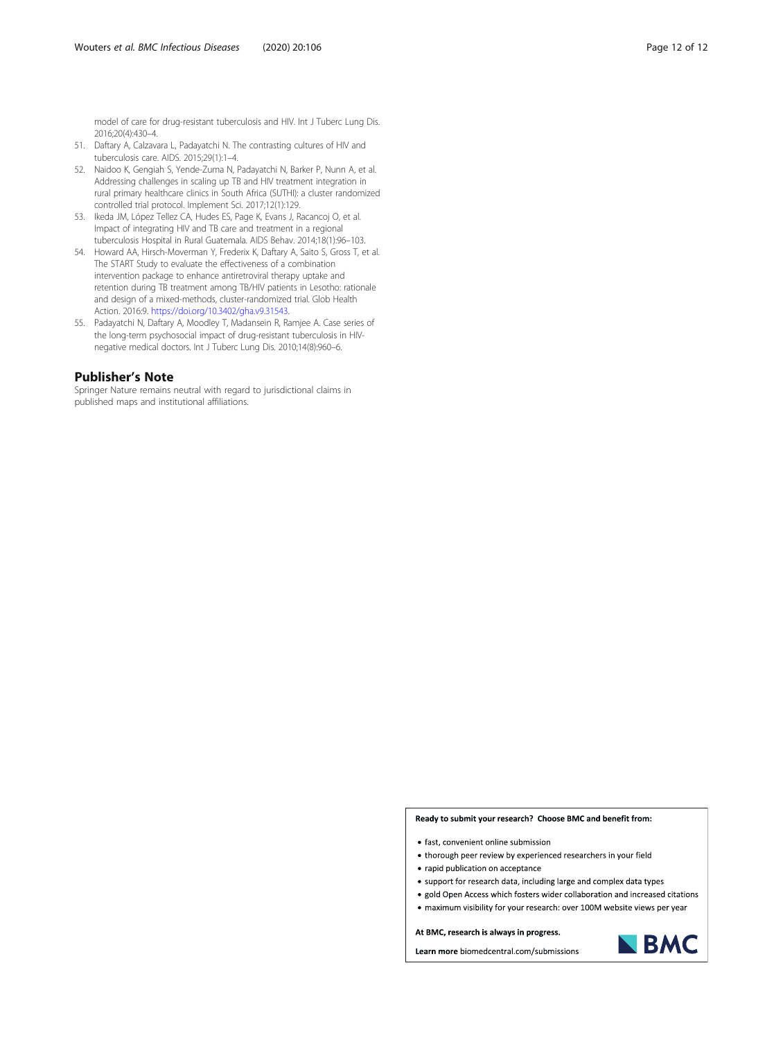model of care for drug-resistant tuberculosis and HIV. Int J Tuberc Lung Dis. 2016;20(4):430–4.

51. Daftary A, Calzavara L, Padayatchi N. The contrasting cultures of HIV and tuberculosis care. AIDS. 2015;29(1):1–4.
52. Naidoo K, Gengiah S, Yende-Zuma N, Padayatchi N, Barker P, Nunn A, et al. Addressing challenges in scaling up TB and HIV treatment integration in rural primary healthcare clinics in South Africa (SUTHI): a cluster randomized controlled trial protocol. Implement Sci. 2017;12(1):129.
53. Ikeda JM, López Tellez CA, Hudes ES, Page K, Evans J, Racancoj O, et al. Impact of integrating HIV and TB care and treatment in a regional tuberculosis Hospital in Rural Guatemala. AIDS Behav. 2014;18(1):96–103.
54. Howard AA, Hirsch-Moverman Y, Frederix K, Daftary A, Saito S, Gross T, et al. The START Study to evaluate the effectiveness of a combination intervention package to enhance antiretroviral therapy uptake and retention during TB treatment among TB/HIV patients in Lesotho: rationale and design of a mixed-methods, cluster-randomized trial. Glob Health Action. 2016:9. https://doi.org/10.3402/gha.v9.31543.
55. Padayatchi N, Daftary A, Moodley T, Madansein R, Ramjee A. Case series of the long-term psychosocial impact of drug-resistant tuberculosis in HIV-negative medical doctors. Int J Tuberc Lung Dis. 2010;14(8):960–6.

## Publisher's Note

Springer Nature remains neutral with regard to jurisdictional claims in published maps and institutional affiliations.

**Ready to submit your research? Choose BMC and benefit from:**

- fast, convenient online submission
- thorough peer review by experienced researchers in your field
- rapid publication on acceptance
- support for research data, including large and complex data types
- gold Open Access which fosters wider collaboration and increased citations
- maximum visibility for your research: over 100M website views per year

**At BMC, research is always in progress.**

**Learn more** biomedcentral.com/submissions

BMC